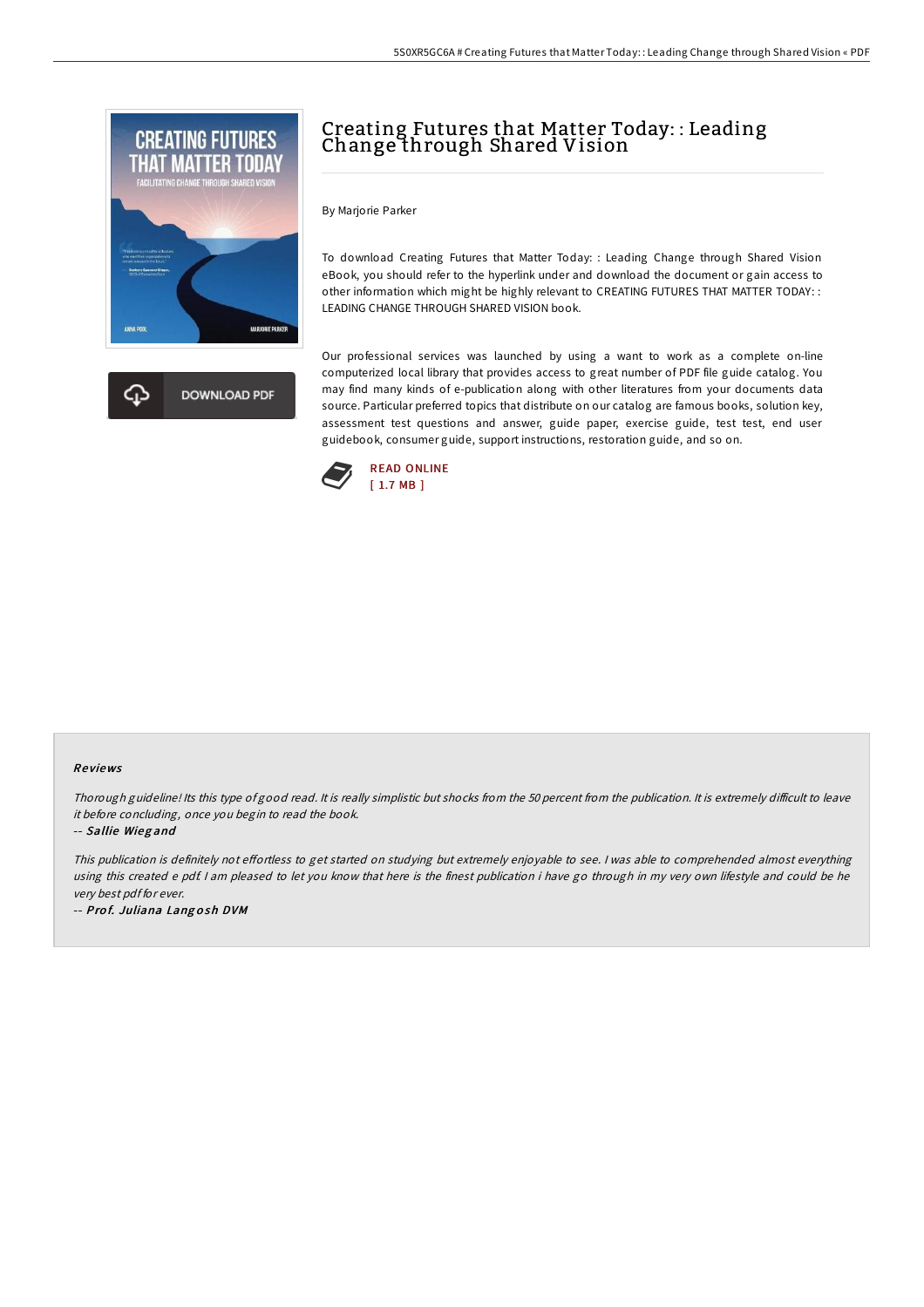# Creating Futures that Matter Today: : Leading Change through Shared Vision

By Marjorie Parker

To download Creating Futures that Matter Today: : Leading Change through Shared Vision eBook, you should refer to the hyperlink under and download the document or gain access to other information which might be highly relevant to CREATING FUTURES THAT MATTER TODAY: : LEADING CHANGE THROUGH SHARED VISION book.

Our professional services was launched by using a want to work as a complete on-line computerized local library that provides access to great number of PDF file guide catalog. You may find many kinds of e-publication along with other literatures from your documents data source. Particular preferred topics that distribute on our catalog are famous books, solution key, assessment test questions and answer, guide paper, exercise guide, test test, end user guidebook, consumer guide, support instructions, restoration guide, and so on.

DOWNLOAD PDF

READ ONLINE
[ 1.7 MB ]

## Reviews

*Thorough guideline! Its this type of good read. It is really simplistic but shocks from the 50 percent from the publication. It is extremely difficult to leave it before concluding, once you begin to read the book.*

-- ***Sallie Wiegand***

*This publication is definitely not effortless to get started on studying but extremely enjoyable to see. I was able to comprehended almost everything using this created e pdf. I am pleased to let you know that here is the finest publication i have go through in my very own lifestyle and could be he very best pdf for ever.*

-- ***Prof. Juliana Langosh DVM***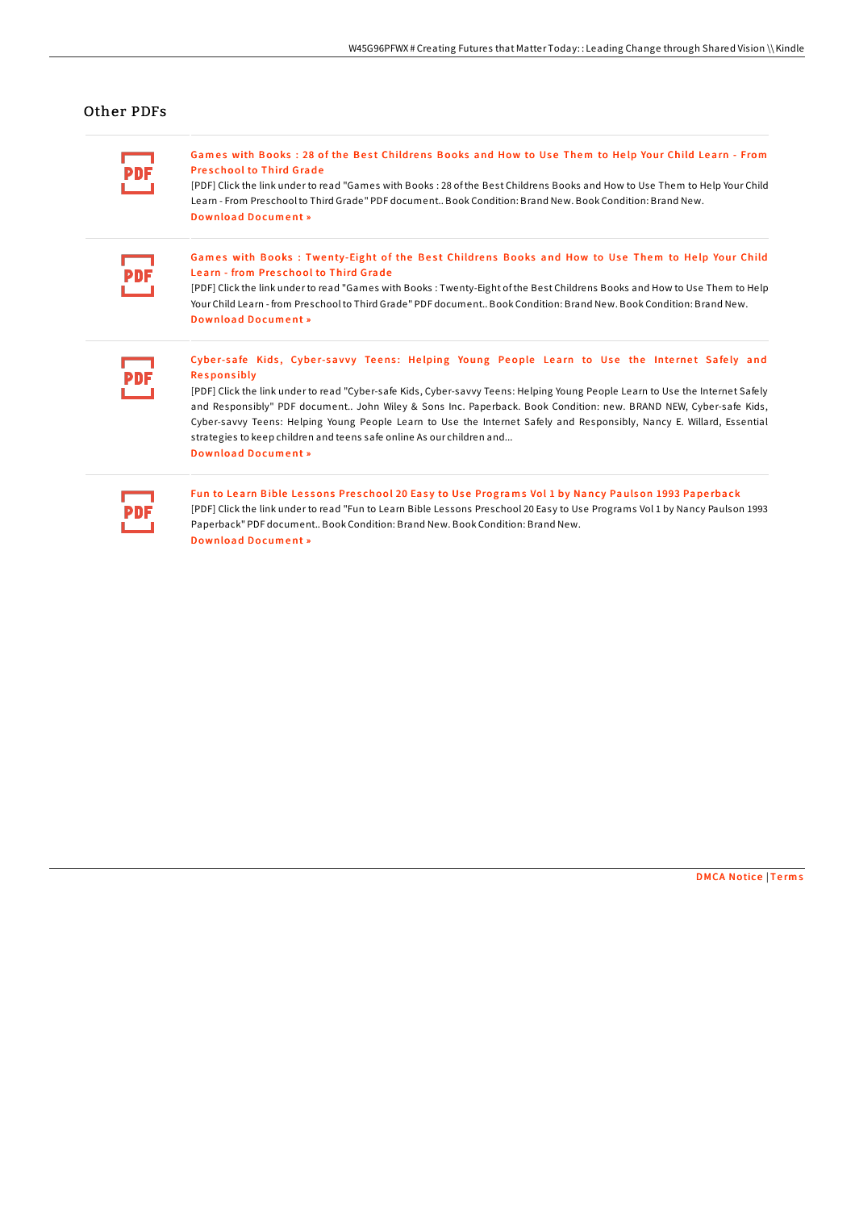## Other PDFs

**Games with Books : 28 of the Best Childrens Books and How to Use Them to Help Your Child Learn - From Preschool to Third Grade**

[PDF] Click the link under to read "Games with Books : 28 of the Best Childrens Books and How to Use Them to Help Your Child Learn - From Preschool to Third Grade" PDF document.. Book Condition: Brand New. Book Condition: Brand New.

Download Document »

**Games with Books : Twenty-Eight of the Best Childrens Books and How to Use Them to Help Your Child Learn - from Preschool to Third Grade**

[PDF] Click the link under to read "Games with Books : Twenty-Eight of the Best Childrens Books and How to Use Them to Help Your Child Learn - from Preschool to Third Grade" PDF document.. Book Condition: Brand New. Book Condition: Brand New.

Download Document »

**Cyber-safe Kids, Cyber-savvy Teens: Helping Young People Learn to Use the Internet Safely and Responsibly**

[PDF] Click the link under to read "Cyber-safe Kids, Cyber-savvy Teens: Helping Young People Learn to Use the Internet Safely and Responsibly" PDF document.. John Wiley & Sons Inc. Paperback. Book Condition: new. BRAND NEW, Cyber-safe Kids, Cyber-savvy Teens: Helping Young People Learn to Use the Internet Safely and Responsibly, Nancy E. Willard, Essential strategies to keep children and teens safe online As our children and...

Download Document »

**Fun to Learn Bible Lessons Preschool 20 Easy to Use Programs Vol 1 by Nancy Paulson 1993 Paperback**

[PDF] Click the link under to read "Fun to Learn Bible Lessons Preschool 20 Easy to Use Programs Vol 1 by Nancy Paulson 1993 Paperback" PDF document.. Book Condition: Brand New. Book Condition: Brand New.

Download Document »

DMCA Notice | Terms